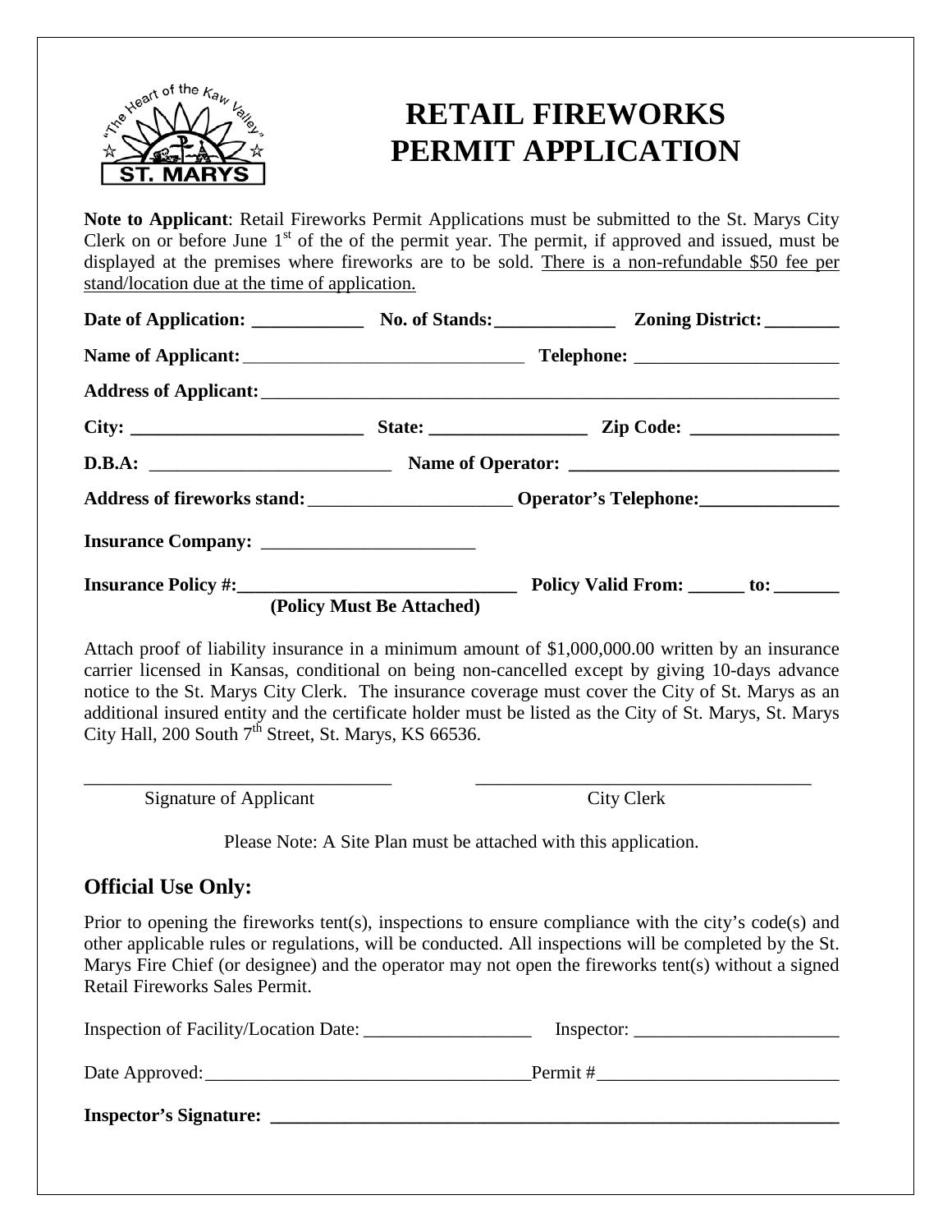# RETAIL FIREWORKS PERMIT APPLICATION

**Note to Applicant**: Retail Fireworks Permit Applications must be submitted to the St. Marys City Clerk on or before June 1st of the of the permit year. The permit, if approved and issued, must be displayed at the premises where fireworks are to be sold. There is a non-refundable $50 fee per stand/location due at the time of application.

**Date of Application:** ____________ **No. of Stands:** _____________ **Zoning District:** ________

**Name of Applicant:** ______________________________ **Telephone:** _____________________

**Address of Applicant:** ______________________________________________________________

**City:** _________________________ **State:** ________________ **Zip Code:** ________________

**D.B.A:** __________________________ **Name of Operator:** ____________________________

**Address of fireworks stand:** _____________________ **Operator's Telephone:** _______________

**Insurance Company:** _______________________

**Insurance Policy #:** ______________________________ **Policy Valid From:** ______ **to:** _______
**(Policy Must Be Attached)**

Attach proof of liability insurance in a minimum amount of $1,000,000.00 written by an insurance carrier licensed in Kansas, conditional on being non-cancelled except by giving 10-days advance notice to the St. Marys City Clerk. The insurance coverage must cover the City of St. Marys as an additional insured entity and the certificate holder must be listed as the City of St. Marys, St. Marys City Hall, 200 South 7th Street, St. Marys, KS 66536.

_________________________________ Signature of Applicant

___________________________________ City Clerk

Please Note: A Site Plan must be attached with this application.

## Official Use Only:

Prior to opening the fireworks tent(s), inspections to ensure compliance with the city's code(s) and other applicable rules or regulations, will be conducted. All inspections will be completed by the St. Marys Fire Chief (or designee) and the operator may not open the fireworks tent(s) without a signed Retail Fireworks Sales Permit.

Inspection of Facility/Location Date: __________________ Inspector: ______________________

Date Approved: __________________________________ Permit # __________________________

**Inspector's Signature:** ______________________________________________________________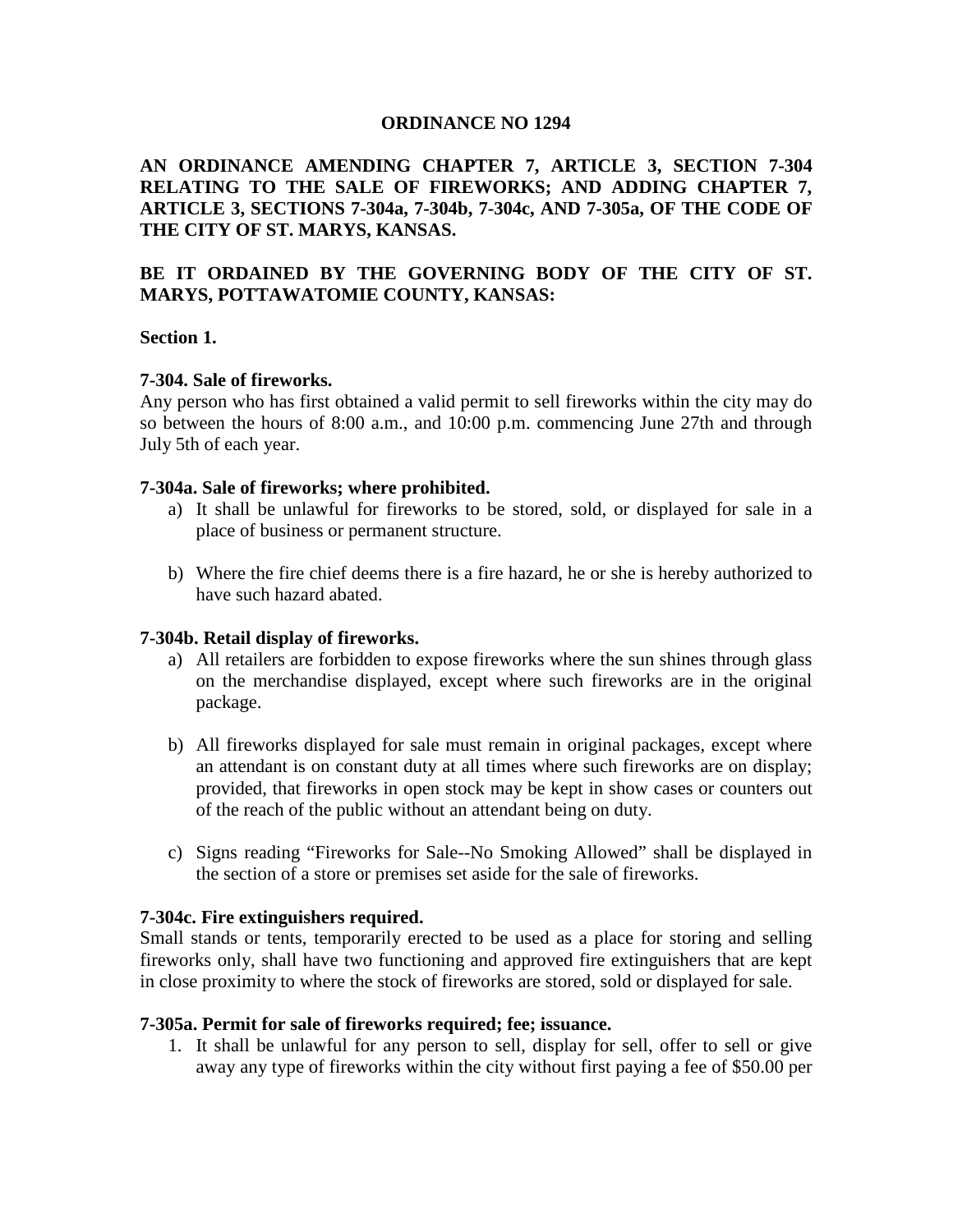# ORDINANCE NO 1294

**AN ORDINANCE AMENDING CHAPTER 7, ARTICLE 3, SECTION 7-304 RELATING TO THE SALE OF FIREWORKS; AND ADDING CHAPTER 7, ARTICLE 3, SECTIONS 7-304a, 7-304b, 7-304c, AND 7-305a, OF THE CODE OF THE CITY OF ST. MARYS, KANSAS.**

**BE IT ORDAINED BY THE GOVERNING BODY OF THE CITY OF ST. MARYS, POTTAWATOMIE COUNTY, KANSAS:**

**Section 1.**

**7-304. Sale of fireworks.**
Any person who has first obtained a valid permit to sell fireworks within the city may do so between the hours of 8:00 a.m., and 10:00 p.m. commencing June 27th and through July 5th of each year.

**7-304a. Sale of fireworks; where prohibited.**

a) It shall be unlawful for fireworks to be stored, sold, or displayed for sale in a place of business or permanent structure.

b) Where the fire chief deems there is a fire hazard, he or she is hereby authorized to have such hazard abated.

**7-304b. Retail display of fireworks.**

a) All retailers are forbidden to expose fireworks where the sun shines through glass on the merchandise displayed, except where such fireworks are in the original package.

b) All fireworks displayed for sale must remain in original packages, except where an attendant is on constant duty at all times where such fireworks are on display; provided, that fireworks in open stock may be kept in show cases or counters out of the reach of the public without an attendant being on duty.

c) Signs reading “Fireworks for Sale--No Smoking Allowed” shall be displayed in the section of a store or premises set aside for the sale of fireworks.

**7-304c. Fire extinguishers required.**
Small stands or tents, temporarily erected to be used as a place for storing and selling fireworks only, shall have two functioning and approved fire extinguishers that are kept in close proximity to where the stock of fireworks are stored, sold or displayed for sale.

**7-305a. Permit for sale of fireworks required; fee; issuance.**

1. It shall be unlawful for any person to sell, display for sell, offer to sell or give away any type of fireworks within the city without first paying a fee of $50.00 per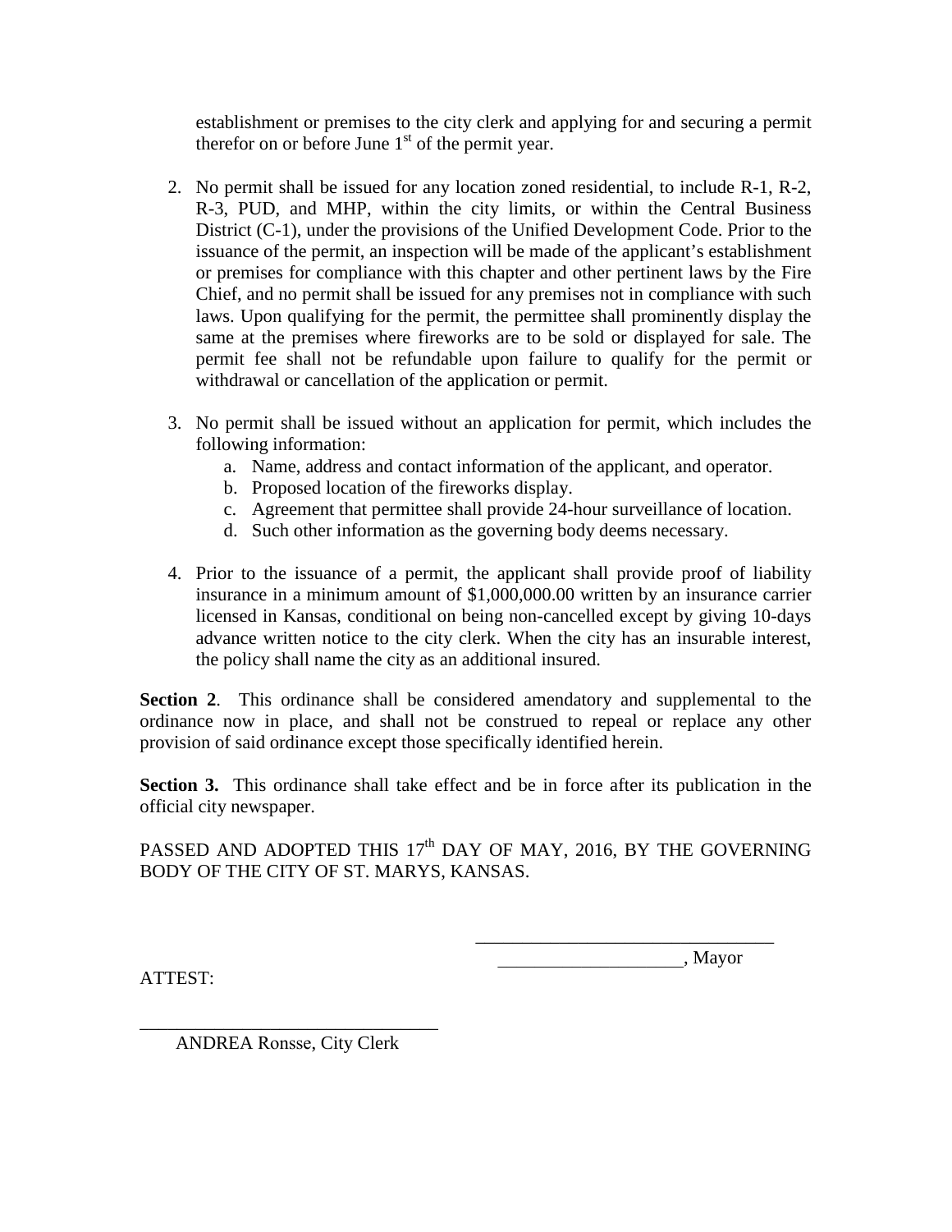establishment or premises to the city clerk and applying for and securing a permit therefor on or before June 1st of the permit year.

2. No permit shall be issued for any location zoned residential, to include R-1, R-2, R-3, PUD, and MHP, within the city limits, or within the Central Business District (C-1), under the provisions of the Unified Development Code. Prior to the issuance of the permit, an inspection will be made of the applicant's establishment or premises for compliance with this chapter and other pertinent laws by the Fire Chief, and no permit shall be issued for any premises not in compliance with such laws. Upon qualifying for the permit, the permittee shall prominently display the same at the premises where fireworks are to be sold or displayed for sale. The permit fee shall not be refundable upon failure to qualify for the permit or withdrawal or cancellation of the application or permit.

3. No permit shall be issued without an application for permit, which includes the following information:
   a. Name, address and contact information of the applicant, and operator.
   b. Proposed location of the fireworks display.
   c. Agreement that permittee shall provide 24-hour surveillance of location.
   d. Such other information as the governing body deems necessary.

4. Prior to the issuance of a permit, the applicant shall provide proof of liability insurance in a minimum amount of $1,000,000.00 written by an insurance carrier licensed in Kansas, conditional on being non-cancelled except by giving 10-days advance written notice to the city clerk. When the city has an insurable interest, the policy shall name the city as an additional insured.

**Section 2**. This ordinance shall be considered amendatory and supplemental to the ordinance now in place, and shall not be construed to repeal or replace any other provision of said ordinance except those specifically identified herein.

**Section 3.** This ordinance shall take effect and be in force after its publication in the official city newspaper.

PASSED AND ADOPTED THIS 17th DAY OF MAY, 2016, BY THE GOVERNING BODY OF THE CITY OF ST. MARYS, KANSAS.

________________________________
____________________, Mayor

ATTEST:

________________________________
ANDREA Ronsse, City Clerk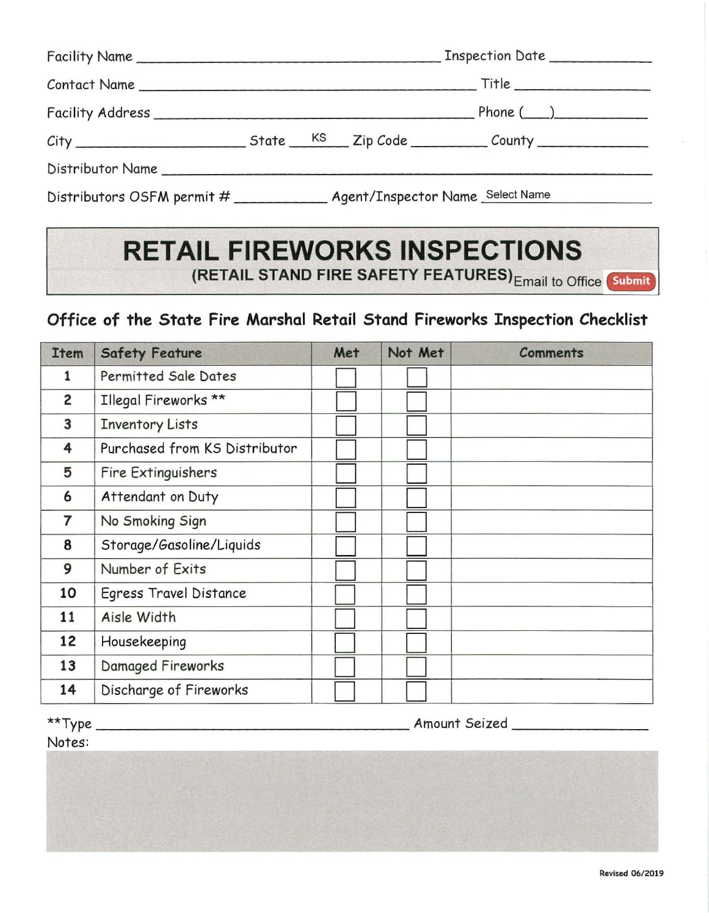Facility Name ______________________________ Inspection Date ____________

Contact Name ______________________________ Title ____________

Facility Address ______________________________ Phone (___)____________

City ____________________ State KS Zip Code __________ County ____________

Distributor Name ______________________________

Distributors OSFM permit # ____________ Agent/Inspector Name Select Name

# RETAIL FIREWORKS INSPECTIONS

**(RETAIL STAND FIRE SAFETY FEATURES)** Email to Office **Submit**

## Office of the State Fire Marshal Retail Stand Fireworks Inspection Checklist

| Item | Safety Feature | Met | Not Met | Comments |
|---|---|---|---|---|
| 1 | Permitted Sale Dates | ☐ | ☐ | |
| 2 | Illegal Fireworks ** | ☐ | ☐ | |
| 3 | Inventory Lists | ☐ | ☐ | |
| 4 | Purchased from KS Distributor | ☐ | ☐ | |
| 5 | Fire Extinguishers | ☐ | ☐ | |
| 6 | Attendant on Duty | ☐ | ☐ | |
| 7 | No Smoking Sign | ☐ | ☐ | |
| 8 | Storage/Gasoline/Liquids | ☐ | ☐ | |
| 9 | Number of Exits | ☐ | ☐ | |
| 10 | Egress Travel Distance | ☐ | ☐ | |
| 11 | Aisle Width | ☐ | ☐ | |
| 12 | Housekeeping | ☐ | ☐ | |
| 13 | Damaged Fireworks | ☐ | ☐ | |
| 14 | Discharge of Fireworks | ☐ | ☐ | |

**Type ______________________________ Amount Seized ____________

Notes:

Revised 06/2019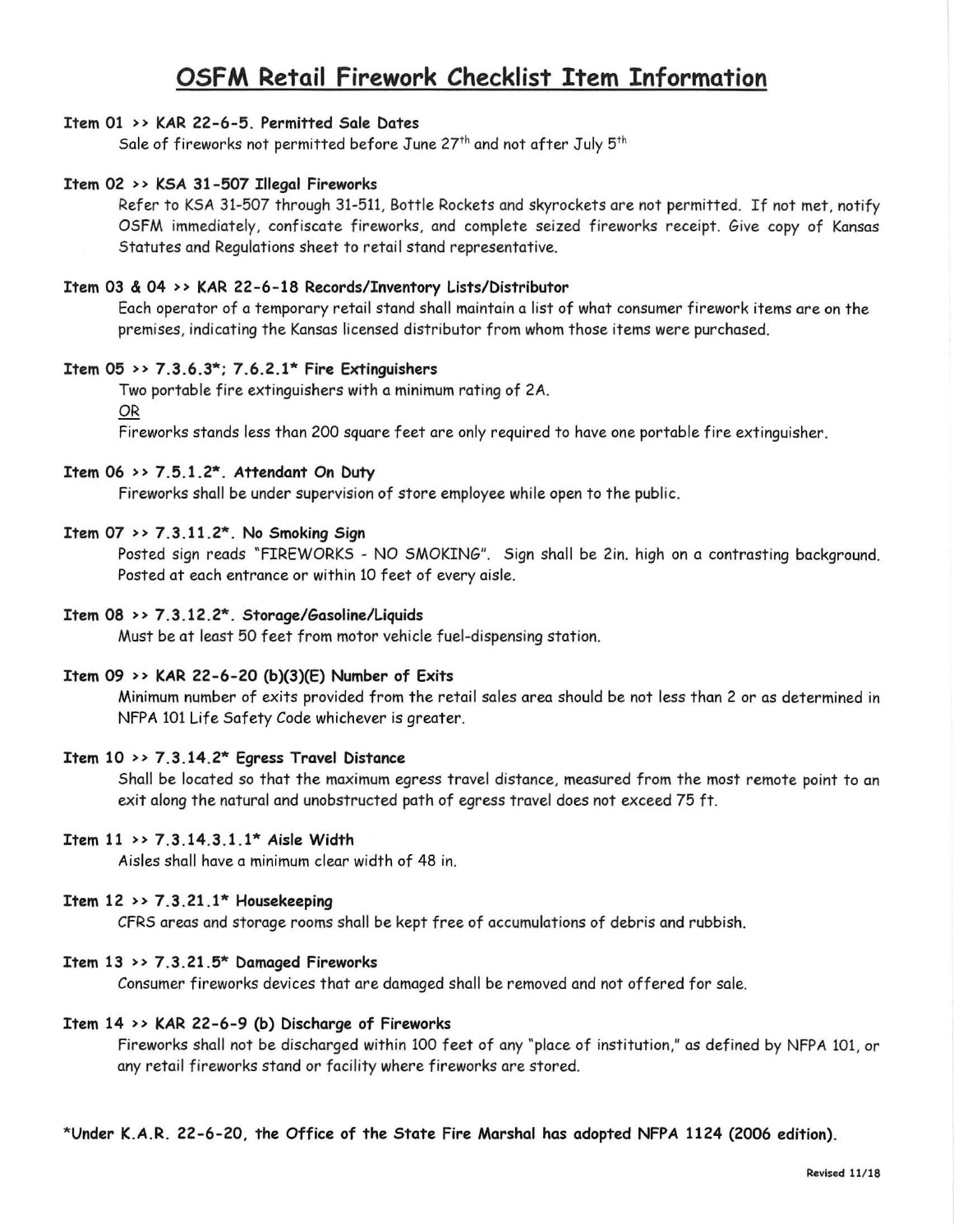# OSFM Retail Firework Checklist Item Information

**Item 01 >> KAR 22-6-5. Permitted Sale Dates**

Sale of fireworks not permitted before June 27th and not after July 5th

**Item 02 >> KSA 31-507 Illegal Fireworks**

Refer to KSA 31-507 through 31-511, Bottle Rockets and skyrockets are not permitted. If not met, notify OSFM immediately, confiscate fireworks, and complete seized fireworks receipt. Give copy of Kansas Statutes and Regulations sheet to retail stand representative.

**Item 03 & 04 >> KAR 22-6-18 Records/Inventory Lists/Distributor**

Each operator of a temporary retail stand shall maintain a list of what consumer firework items are on the premises, indicating the Kansas licensed distributor from whom those items were purchased.

**Item 05 >> 7.3.6.3*; 7.6.2.1* Fire Extinguishers**

Two portable fire extinguishers with a minimum rating of 2A.

OR

Fireworks stands less than 200 square feet are only required to have one portable fire extinguisher.

**Item 06 >> 7.5.1.2*. Attendant On Duty**

Fireworks shall be under supervision of store employee while open to the public.

**Item 07 >> 7.3.11.2*. No Smoking Sign**

Posted sign reads "FIREWORKS - NO SMOKING". Sign shall be 2in. high on a contrasting background. Posted at each entrance or within 10 feet of every aisle.

**Item 08 >> 7.3.12.2*. Storage/Gasoline/Liquids**

Must be at least 50 feet from motor vehicle fuel-dispensing station.

**Item 09 >> KAR 22-6-20 (b)(3)(E) Number of Exits**

Minimum number of exits provided from the retail sales area should be not less than 2 or as determined in NFPA 101 Life Safety Code whichever is greater.

**Item 10 >> 7.3.14.2* Egress Travel Distance**

Shall be located so that the maximum egress travel distance, measured from the most remote point to an exit along the natural and unobstructed path of egress travel does not exceed 75 ft.

**Item 11 >> 7.3.14.3.1.1* Aisle Width**

Aisles shall have a minimum clear width of 48 in.

**Item 12 >> 7.3.21.1* Housekeeping**

CFRS areas and storage rooms shall be kept free of accumulations of debris and rubbish.

**Item 13 >> 7.3.21.5* Damaged Fireworks**

Consumer fireworks devices that are damaged shall be removed and not offered for sale.

**Item 14 >> KAR 22-6-9 (b) Discharge of Fireworks**

Fireworks shall not be discharged within 100 feet of any "place of institution," as defined by NFPA 101, or any retail fireworks stand or facility where fireworks are stored.

***Under K.A.R. 22-6-20, the Office of the State Fire Marshal has adopted NFPA 1124 (2006 edition).**

Revised 11/18